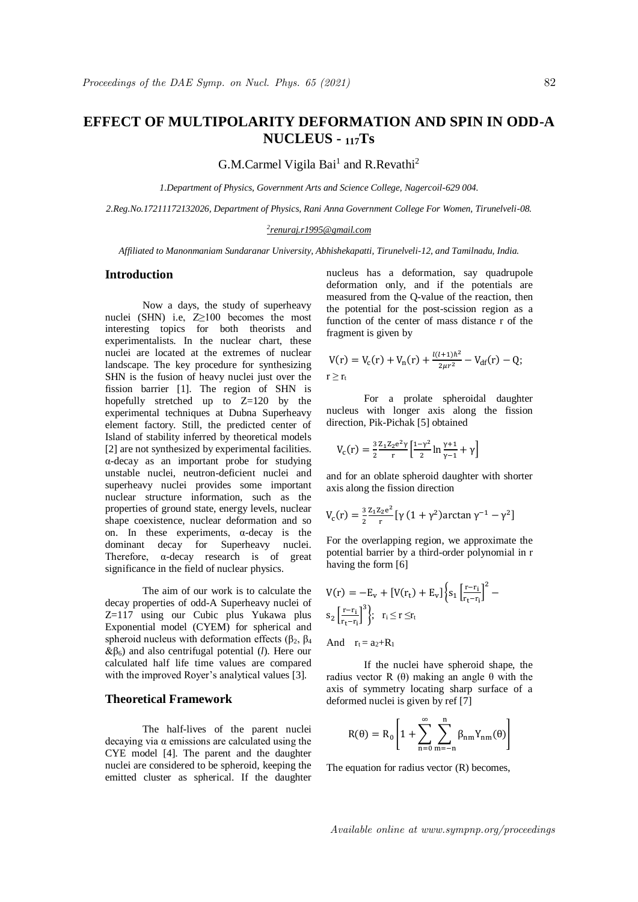# EFFECT OF MULTIPOLARITY DEFORMATION AND SPIN IN ODD-A NUCLEUS - $_{117}$Ts

G.M.Carmel Vigila Bai[1] and R.Revathi[2]

*1.Department of Physics, Government Arts and Science College, Nagercoil-629 004.*

*2.Reg.No.17211172132026, Department of Physics, Rani Anna Government College For Women, Tirunelveli-08.*

*[2]renuraj.r1995@gmail.com*

*Affiliated to Manonmaniam Sundaranar University, Abhishekapatti, Tirunelveli-12, and Tamilnadu, India.*

## Introduction

Now a days, the study of superheavy nuclei (SHN) i.e, Z≥100 becomes the most interesting topics for both theorists and experimentalists. In the nuclear chart, these nuclei are located at the extremes of nuclear landscape. The key procedure for synthesizing SHN is the fusion of heavy nuclei just over the fission barrier [1]. The region of SHN is hopefully stretched up to Z=120 by the experimental techniques at Dubna Superheavy element factory. Still, the predicted center of Island of stability inferred by theoretical models [2] are not synthesized by experimental facilities. α-decay as an important probe for studying unstable nuclei, neutron-deficient nuclei and superheavy nuclei provides some important nuclear structure information, such as the properties of ground state, energy levels, nuclear shape coexistence, nuclear deformation and so on. In these experiments, α-decay is the dominant decay for Superheavy nuclei. Therefore, α-decay research is of great significance in the field of nuclear physics.

The aim of our work is to calculate the decay properties of odd-A Superheavy nuclei of Z=117 using our Cubic plus Yukawa plus Exponential model (CYEM) for spherical and spheroid nucleus with deformation effects ($\beta_2$, $\beta_4$ &$\beta_6$) and also centrifugal potential ($l$). Here our calculated half life time values are compared with the improved Royer's analytical values [3].

## Theoretical Framework

The half-lives of the parent nuclei decaying via α emissions are calculated using the CYE model [4]. The parent and the daughter nuclei are considered to be spheroid, keeping the emitted cluster as spherical. If the daughter nucleus has a deformation, say quadrupole deformation only, and if the potentials are measured from the Q-value of the reaction, then the potential for the post-scission region as a function of the center of mass distance r of the fragment is given by

$$V(r) = V_c(r) + V_n(r) + \frac{l(l+1)\hbar^2}{2\mu r^2} - V_{df}(r) - Q;$$

$r \geq r_t$

For a prolate spheroidal daughter nucleus with longer axis along the fission direction, Pik-Pichak [5] obtained

$$V_c(r) = \frac{3}{2}\frac{Z_1 Z_2 e^2 \gamma}{r}\left[\frac{1-\gamma^2}{2}\ln\frac{\gamma+1}{\gamma-1} + \gamma\right]$$

and for an oblate spheroid daughter with shorter axis along the fission direction

$$V_c(r) = \frac{3}{2}\frac{Z_1 Z_2 e^2}{r}\left[\gamma\,(1+\gamma^2)\arctan\gamma^{-1} - \gamma^2\right]$$

For the overlapping region, we approximate the potential barrier by a third-order polynomial in r having the form [6]

$$V(r) = -E_v + [V(r_t) + E_v]\left\{s_1\left[\frac{r-r_i}{r_t-r_i}\right]^2 - s_2\left[\frac{r-r_i}{r_t-r_i}\right]^3\right\}; \quad r_i \leq r \leq r_t$$

And $\quad r_t = a_2 + R_1$

If the nuclei have spheroid shape, the radius vector R (θ) making an angle θ with the axis of symmetry locating sharp surface of a deformed nuclei is given by ref [7]

$$R(\theta) = R_0\left[1 + \sum_{n=0}^{\infty}\sum_{m=-n}^{n}\beta_{nm}Y_{nm}(\theta)\right]$$

The equation for radius vector (R) becomes,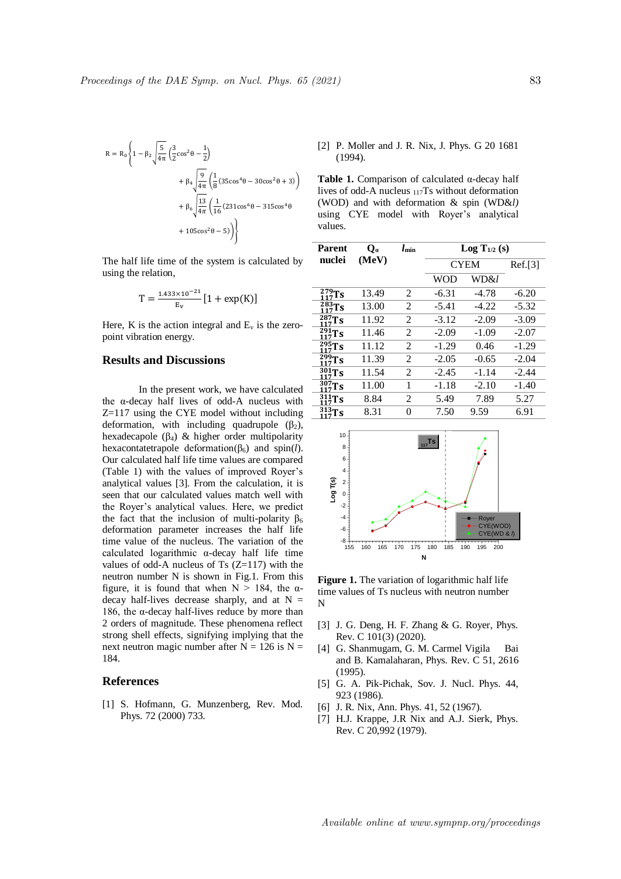$$R = R_0\left\{1 - \beta_2\sqrt{\frac{5}{4\pi}}\left(\frac{3}{2}\cos^2\theta - \frac{1}{2}\right) + \beta_4\sqrt{\frac{9}{4\pi}}\left(\frac{1}{8}(35\cos^4\theta - 30\cos^2\theta + 3)\right) + \beta_6\sqrt{\frac{13}{4\pi}}\left(\frac{1}{16}(231\cos^6\theta - 315\cos^4\theta + 105\cos^2\theta - 5)\right)\right\}$$

The half life time of the system is calculated by using the relation,

$$T = \frac{1.433\times10^{-21}}{E_v}[1 + \exp(K)]$$

Here, K is the action integral and $E_v$ is the zero-point vibration energy.

## Results and Discussions

In the present work, we have calculated the α-decay half lives of odd-A nucleus with Z=117 using the CYE model without including deformation, with including quadrupole ($\beta_2$), hexadecapole ($\beta_4$) & higher order multipolarity hexacontatetrapole deformation($\beta_6$) and spin($l$). Our calculated half life time values are compared (Table 1) with the values of improved Royer's analytical values [3]. From the calculation, it is seen that our calculated values match well with the Royer's analytical values. Here, we predict the fact that the inclusion of multi-polarity $\beta_6$ deformation parameter increases the half life time value of the nucleus. The variation of the calculated logarithmic α-decay half life time values of odd-A nucleus of Ts (Z=117) with the neutron number N is shown in Fig.1. From this figure, it is found that when N > 184, the α-decay half-lives decrease sharply, and at N = 186, the α-decay half-lives reduce by more than 2 orders of magnitude. These phenomena reflect strong shell effects, signifying implying that the next neutron magic number after N = 126 is N = 184.

## References

[1] S. Hofmann, G. Munzenberg, Rev. Mod. Phys. 72 (2000) 733.

[2] P. Moller and J. R. Nix, J. Phys. G 20 1681 (1994).

**Table 1.** Comparison of calculated α-decay half lives of odd-A nucleus $_{117}$Ts without deformation (WOD) and with deformation & spin (WD&*l*) using CYE model with Royer's analytical values.

| Parent nuclei | $Q_\alpha$ (MeV) | $l_{min}$ | Log $T_{1/2}$ (s) | | |
|---|---|---|---|---|---|
| | | | CYEM | | Ref.[3] |
| | | | WOD | WD&*l* | |
| $^{279}_{117}$Ts | 13.49 | 2 | -6.31 | -4.78 | -6.20 |
| $^{283}_{117}$Ts | 13.00 | 2 | -5.41 | -4.22 | -5.32 |
| $^{287}_{117}$Ts | 11.92 | 2 | -3.12 | -2.09 | -3.09 |
| $^{291}_{117}$Ts | 11.46 | 2 | -2.09 | -1.09 | -2.07 |
| $^{295}_{117}$Ts | 11.12 | 2 | -1.29 | 0.46 | -1.29 |
| $^{299}_{117}$Ts | 11.39 | 2 | -2.05 | -0.65 | -2.04 |
| $^{301}_{117}$Ts | 11.54 | 2 | -2.45 | -1.14 | -2.44 |
| $^{307}_{117}$Ts | 11.00 | 1 | -1.18 | -2.10 | -1.40 |
| $^{311}_{117}$Ts | 8.84 | 2 | 5.49 | 7.89 | 5.27 |
| $^{313}_{117}$Ts | 8.31 | 0 | 7.50 | 9.59 | 6.91 |

$_{117}$Ts

Log T(s)

N

Royer
CYE(WOD)
CYE(WD & *l*)

**Figure 1.** The variation of logarithmic half life time values of Ts nucleus with neutron number N

[3] J. G. Deng, H. F. Zhang & G. Royer, Phys. Rev. C 101(3) (2020).

[4] G. Shanmugam, G. M. Carmel Vigila Bai and B. Kamalaharan, Phys. Rev. C 51, 2616 (1995).

[5] G. A. Pik-Pichak, Sov. J. Nucl. Phys. 44, 923 (1986).

[6] J. R. Nix, Ann. Phys. 41, 52 (1967).

[7] H.J. Krappe, J.R Nix and A.J. Sierk, Phys. Rev. C 20,992 (1979).